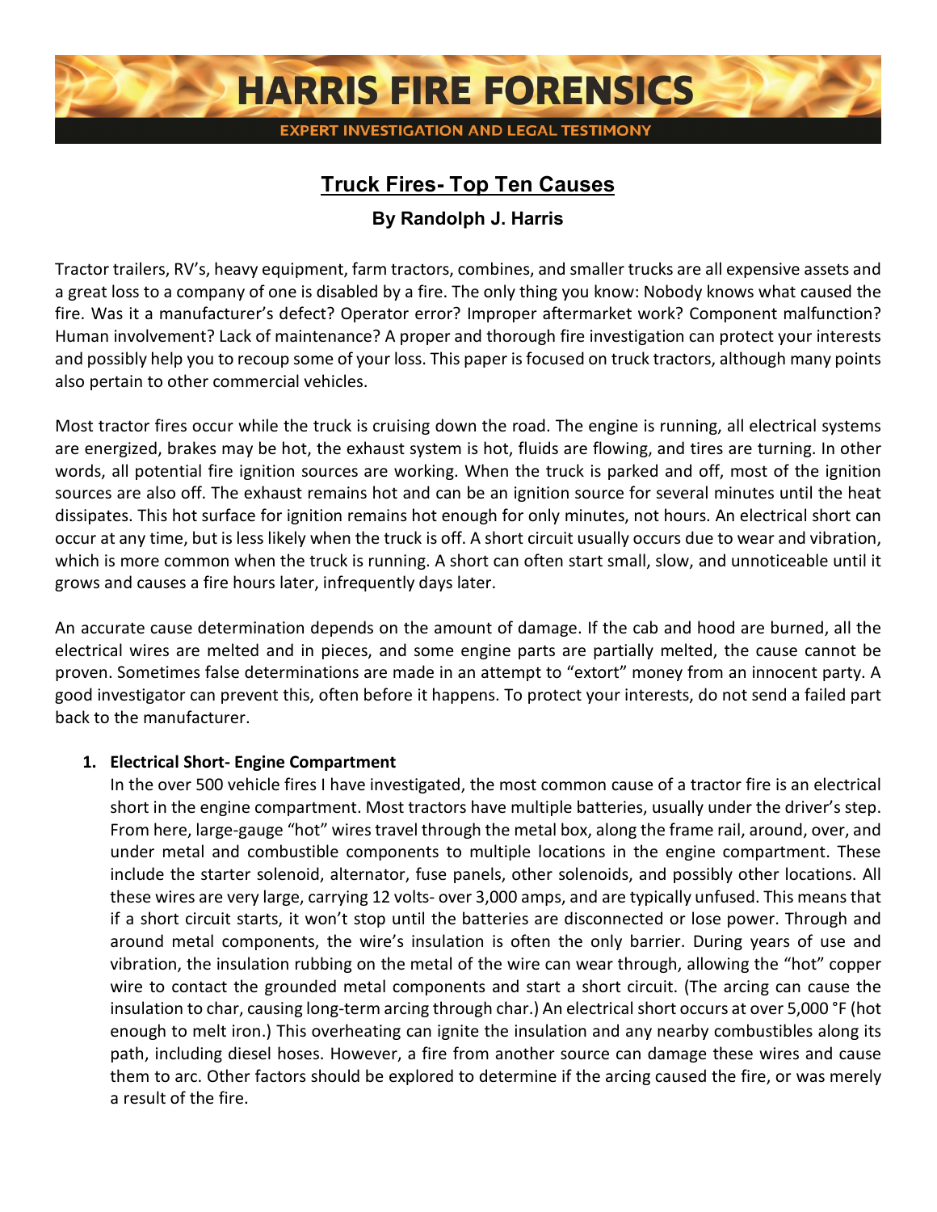# HARRIS FIRE FORENSICS

EXPERT INVESTIGATION AND LEGAL TESTIMONY

## Truck Fires- Top Ten Causes

**By Randolph J. Harris**

Tractor trailers, RV's, heavy equipment, farm tractors, combines, and smaller trucks are all expensive assets and a great loss to a company of one is disabled by a fire. The only thing you know: Nobody knows what caused the fire. Was it a manufacturer's defect? Operator error? Improper aftermarket work? Component malfunction? Human involvement? Lack of maintenance? A proper and thorough fire investigation can protect your interests and possibly help you to recoup some of your loss. This paper is focused on truck tractors, although many points also pertain to other commercial vehicles.

Most tractor fires occur while the truck is cruising down the road. The engine is running, all electrical systems are energized, brakes may be hot, the exhaust system is hot, fluids are flowing, and tires are turning. In other words, all potential fire ignition sources are working. When the truck is parked and off, most of the ignition sources are also off. The exhaust remains hot and can be an ignition source for several minutes until the heat dissipates. This hot surface for ignition remains hot enough for only minutes, not hours. An electrical short can occur at any time, but is less likely when the truck is off. A short circuit usually occurs due to wear and vibration, which is more common when the truck is running. A short can often start small, slow, and unnoticeable until it grows and causes a fire hours later, infrequently days later.

An accurate cause determination depends on the amount of damage. If the cab and hood are burned, all the electrical wires are melted and in pieces, and some engine parts are partially melted, the cause cannot be proven. Sometimes false determinations are made in an attempt to "extort" money from an innocent party. A good investigator can prevent this, often before it happens. To protect your interests, do not send a failed part back to the manufacturer.

1. **Electrical Short- Engine Compartment**
   In the over 500 vehicle fires I have investigated, the most common cause of a tractor fire is an electrical short in the engine compartment. Most tractors have multiple batteries, usually under the driver's step. From here, large-gauge "hot" wires travel through the metal box, along the frame rail, around, over, and under metal and combustible components to multiple locations in the engine compartment. These include the starter solenoid, alternator, fuse panels, other solenoids, and possibly other locations. All these wires are very large, carrying 12 volts- over 3,000 amps, and are typically unfused. This means that if a short circuit starts, it won't stop until the batteries are disconnected or lose power. Through and around metal components, the wire's insulation is often the only barrier. During years of use and vibration, the insulation rubbing on the metal of the wire can wear through, allowing the "hot" copper wire to contact the grounded metal components and start a short circuit. (The arcing can cause the insulation to char, causing long-term arcing through char.) An electrical short occurs at over 5,000 °F (hot enough to melt iron.) This overheating can ignite the insulation and any nearby combustibles along its path, including diesel hoses. However, a fire from another source can damage these wires and cause them to arc. Other factors should be explored to determine if the arcing caused the fire, or was merely a result of the fire.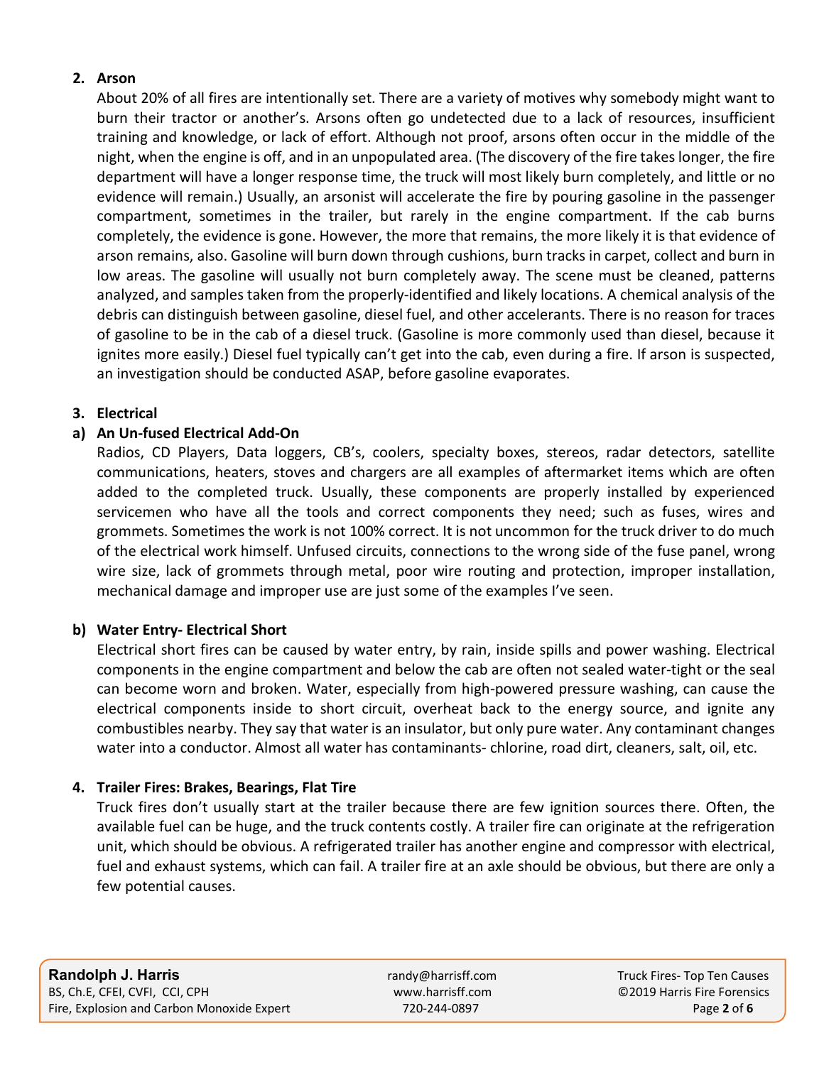## 2. Arson

About 20% of all fires are intentionally set. There are a variety of motives why somebody might want to burn their tractor or another's. Arsons often go undetected due to a lack of resources, insufficient training and knowledge, or lack of effort. Although not proof, arsons often occur in the middle of the night, when the engine is off, and in an unpopulated area. (The discovery of the fire takes longer, the fire department will have a longer response time, the truck will most likely burn completely, and little or no evidence will remain.) Usually, an arsonist will accelerate the fire by pouring gasoline in the passenger compartment, sometimes in the trailer, but rarely in the engine compartment. If the cab burns completely, the evidence is gone. However, the more that remains, the more likely it is that evidence of arson remains, also. Gasoline will burn down through cushions, burn tracks in carpet, collect and burn in low areas. The gasoline will usually not burn completely away. The scene must be cleaned, patterns analyzed, and samples taken from the properly-identified and likely locations. A chemical analysis of the debris can distinguish between gasoline, diesel fuel, and other accelerants. There is no reason for traces of gasoline to be in the cab of a diesel truck. (Gasoline is more commonly used than diesel, because it ignites more easily.) Diesel fuel typically can't get into the cab, even during a fire. If arson is suspected, an investigation should be conducted ASAP, before gasoline evaporates.

## 3. Electrical

### a) An Un-fused Electrical Add-On

Radios, CD Players, Data loggers, CB's, coolers, specialty boxes, stereos, radar detectors, satellite communications, heaters, stoves and chargers are all examples of aftermarket items which are often added to the completed truck. Usually, these components are properly installed by experienced servicemen who have all the tools and correct components they need; such as fuses, wires and grommets. Sometimes the work is not 100% correct. It is not uncommon for the truck driver to do much of the electrical work himself. Unfused circuits, connections to the wrong side of the fuse panel, wrong wire size, lack of grommets through metal, poor wire routing and protection, improper installation, mechanical damage and improper use are just some of the examples I've seen.

### b) Water Entry- Electrical Short

Electrical short fires can be caused by water entry, by rain, inside spills and power washing. Electrical components in the engine compartment and below the cab are often not sealed water-tight or the seal can become worn and broken. Water, especially from high-powered pressure washing, can cause the electrical components inside to short circuit, overheat back to the energy source, and ignite any combustibles nearby. They say that water is an insulator, but only pure water. Any contaminant changes water into a conductor. Almost all water has contaminants- chlorine, road dirt, cleaners, salt, oil, etc.

## 4. Trailer Fires: Brakes, Bearings, Flat Tire

Truck fires don't usually start at the trailer because there are few ignition sources there. Often, the available fuel can be huge, and the truck contents costly. A trailer fire can originate at the refrigeration unit, which should be obvious. A refrigerated trailer has another engine and compressor with electrical, fuel and exhaust systems, which can fail. A trailer fire at an axle should be obvious, but there are only a few potential causes.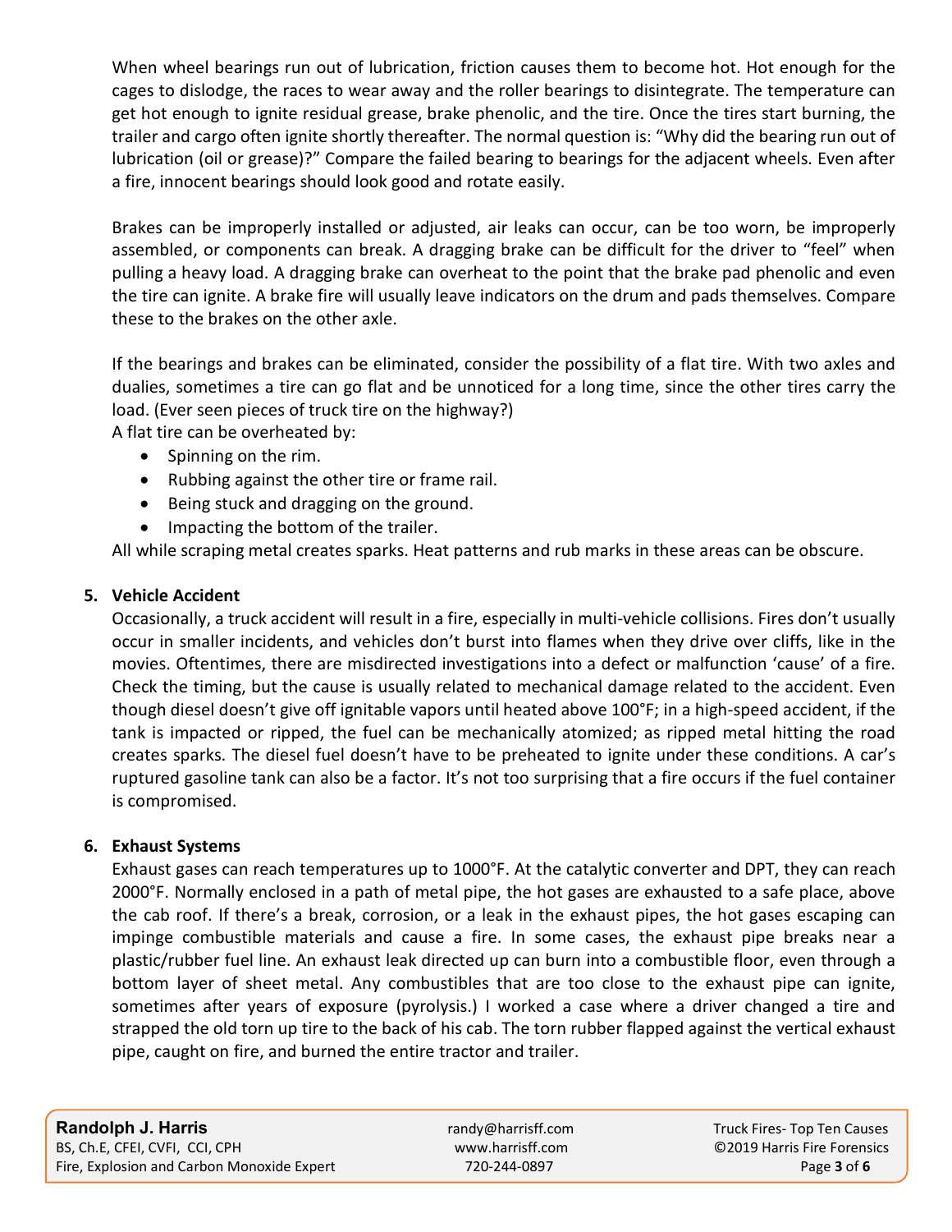When wheel bearings run out of lubrication, friction causes them to become hot. Hot enough for the cages to dislodge, the races to wear away and the roller bearings to disintegrate. The temperature can get hot enough to ignite residual grease, brake phenolic, and the tire. Once the tires start burning, the trailer and cargo often ignite shortly thereafter. The normal question is: "Why did the bearing run out of lubrication (oil or grease)?" Compare the failed bearing to bearings for the adjacent wheels. Even after a fire, innocent bearings should look good and rotate easily.

Brakes can be improperly installed or adjusted, air leaks can occur, can be too worn, be improperly assembled, or components can break. A dragging brake can be difficult for the driver to "feel" when pulling a heavy load. A dragging brake can overheat to the point that the brake pad phenolic and even the tire can ignite. A brake fire will usually leave indicators on the drum and pads themselves. Compare these to the brakes on the other axle.

If the bearings and brakes can be eliminated, consider the possibility of a flat tire. With two axles and dualies, sometimes a tire can go flat and be unnoticed for a long time, since the other tires carry the load. (Ever seen pieces of truck tire on the highway?)

A flat tire can be overheated by:

- Spinning on the rim.
- Rubbing against the other tire or frame rail.
- Being stuck and dragging on the ground.
- Impacting the bottom of the trailer.

All while scraping metal creates sparks. Heat patterns and rub marks in these areas can be obscure.

## 5. Vehicle Accident

Occasionally, a truck accident will result in a fire, especially in multi-vehicle collisions. Fires don't usually occur in smaller incidents, and vehicles don't burst into flames when they drive over cliffs, like in the movies. Oftentimes, there are misdirected investigations into a defect or malfunction 'cause' of a fire. Check the timing, but the cause is usually related to mechanical damage related to the accident. Even though diesel doesn't give off ignitable vapors until heated above 100°F; in a high-speed accident, if the tank is impacted or ripped, the fuel can be mechanically atomized; as ripped metal hitting the road creates sparks. The diesel fuel doesn't have to be preheated to ignite under these conditions. A car's ruptured gasoline tank can also be a factor. It's not too surprising that a fire occurs if the fuel container is compromised.

## 6. Exhaust Systems

Exhaust gases can reach temperatures up to 1000°F. At the catalytic converter and DPT, they can reach 2000°F. Normally enclosed in a path of metal pipe, the hot gases are exhausted to a safe place, above the cab roof. If there's a break, corrosion, or a leak in the exhaust pipes, the hot gases escaping can impinge combustible materials and cause a fire. In some cases, the exhaust pipe breaks near a plastic/rubber fuel line. An exhaust leak directed up can burn into a combustible floor, even through a bottom layer of sheet metal. Any combustibles that are too close to the exhaust pipe can ignite, sometimes after years of exposure (pyrolysis.) I worked a case where a driver changed a tire and strapped the old torn up tire to the back of his cab. The torn rubber flapped against the vertical exhaust pipe, caught on fire, and burned the entire tractor and trailer.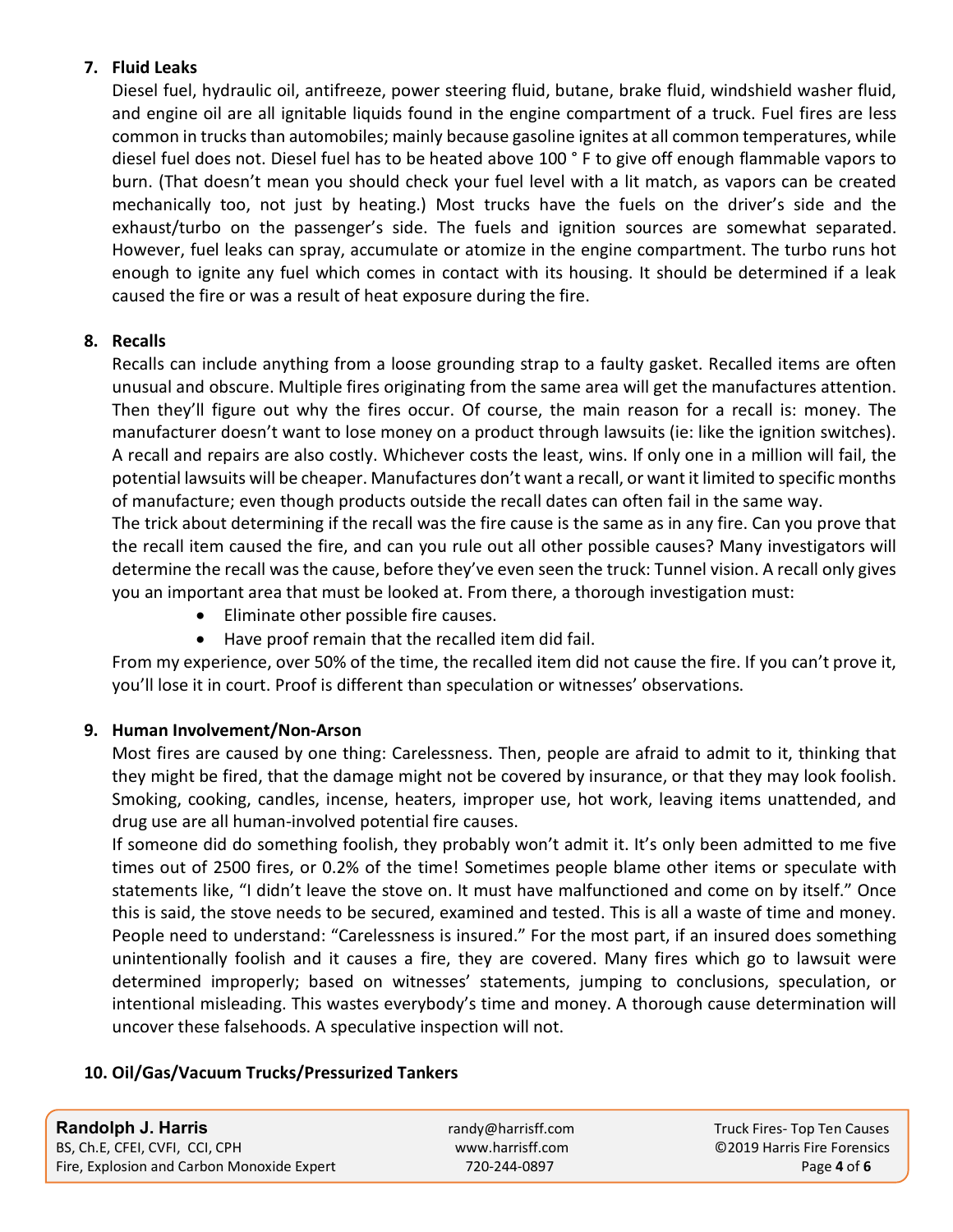### 7. Fluid Leaks

Diesel fuel, hydraulic oil, antifreeze, power steering fluid, butane, brake fluid, windshield washer fluid, and engine oil are all ignitable liquids found in the engine compartment of a truck. Fuel fires are less common in trucks than automobiles; mainly because gasoline ignites at all common temperatures, while diesel fuel does not. Diesel fuel has to be heated above 100 ° F to give off enough flammable vapors to burn. (That doesn't mean you should check your fuel level with a lit match, as vapors can be created mechanically too, not just by heating.) Most trucks have the fuels on the driver's side and the exhaust/turbo on the passenger's side. The fuels and ignition sources are somewhat separated. However, fuel leaks can spray, accumulate or atomize in the engine compartment. The turbo runs hot enough to ignite any fuel which comes in contact with its housing. It should be determined if a leak caused the fire or was a result of heat exposure during the fire.

### 8. Recalls

Recalls can include anything from a loose grounding strap to a faulty gasket. Recalled items are often unusual and obscure. Multiple fires originating from the same area will get the manufactures attention. Then they'll figure out why the fires occur. Of course, the main reason for a recall is: money. The manufacturer doesn't want to lose money on a product through lawsuits (ie: like the ignition switches). A recall and repairs are also costly. Whichever costs the least, wins. If only one in a million will fail, the potential lawsuits will be cheaper. Manufactures don't want a recall, or want it limited to specific months of manufacture; even though products outside the recall dates can often fail in the same way.

The trick about determining if the recall was the fire cause is the same as in any fire. Can you prove that the recall item caused the fire, and can you rule out all other possible causes? Many investigators will determine the recall was the cause, before they've even seen the truck: Tunnel vision. A recall only gives you an important area that must be looked at. From there, a thorough investigation must:

- Eliminate other possible fire causes.
- Have proof remain that the recalled item did fail.

From my experience, over 50% of the time, the recalled item did not cause the fire. If you can't prove it, you'll lose it in court. Proof is different than speculation or witnesses' observations.

### 9. Human Involvement/Non-Arson

Most fires are caused by one thing: Carelessness. Then, people are afraid to admit to it, thinking that they might be fired, that the damage might not be covered by insurance, or that they may look foolish. Smoking, cooking, candles, incense, heaters, improper use, hot work, leaving items unattended, and drug use are all human-involved potential fire causes.

If someone did do something foolish, they probably won't admit it. It's only been admitted to me five times out of 2500 fires, or 0.2% of the time! Sometimes people blame other items or speculate with statements like, "I didn't leave the stove on. It must have malfunctioned and come on by itself." Once this is said, the stove needs to be secured, examined and tested. This is all a waste of time and money. People need to understand: "Carelessness is insured." For the most part, if an insured does something unintentionally foolish and it causes a fire, they are covered. Many fires which go to lawsuit were determined improperly; based on witnesses' statements, jumping to conclusions, speculation, or intentional misleading. This wastes everybody's time and money. A thorough cause determination will uncover these falsehoods. A speculative inspection will not.

### 10. Oil/Gas/Vacuum Trucks/Pressurized Tankers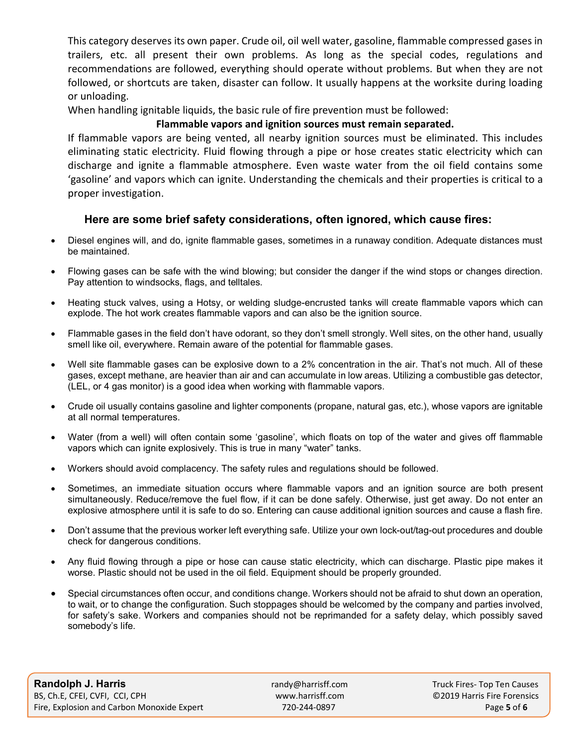This category deserves its own paper. Crude oil, oil well water, gasoline, flammable compressed gases in trailers, etc. all present their own problems. As long as the special codes, regulations and recommendations are followed, everything should operate without problems. But when they are not followed, or shortcuts are taken, disaster can follow. It usually happens at the worksite during loading or unloading.

When handling ignitable liquids, the basic rule of fire prevention must be followed:

**Flammable vapors and ignition sources must remain separated.**

If flammable vapors are being vented, all nearby ignition sources must be eliminated. This includes eliminating static electricity. Fluid flowing through a pipe or hose creates static electricity which can discharge and ignite a flammable atmosphere. Even waste water from the oil field contains some 'gasoline' and vapors which can ignite. Understanding the chemicals and their properties is critical to a proper investigation.

### Here are some brief safety considerations, often ignored, which cause fires:

- Diesel engines will, and do, ignite flammable gases, sometimes in a runaway condition. Adequate distances must be maintained.
- Flowing gases can be safe with the wind blowing; but consider the danger if the wind stops or changes direction. Pay attention to windsocks, flags, and telltales.
- Heating stuck valves, using a Hotsy, or welding sludge-encrusted tanks will create flammable vapors which can explode. The hot work creates flammable vapors and can also be the ignition source.
- Flammable gases in the field don't have odorant, so they don't smell strongly. Well sites, on the other hand, usually smell like oil, everywhere. Remain aware of the potential for flammable gases.
- Well site flammable gases can be explosive down to a 2% concentration in the air. That's not much. All of these gases, except methane, are heavier than air and can accumulate in low areas. Utilizing a combustible gas detector, (LEL, or 4 gas monitor) is a good idea when working with flammable vapors.
- Crude oil usually contains gasoline and lighter components (propane, natural gas, etc.), whose vapors are ignitable at all normal temperatures.
- Water (from a well) will often contain some 'gasoline', which floats on top of the water and gives off flammable vapors which can ignite explosively. This is true in many "water" tanks.
- Workers should avoid complacency. The safety rules and regulations should be followed.
- Sometimes, an immediate situation occurs where flammable vapors and an ignition source are both present simultaneously. Reduce/remove the fuel flow, if it can be done safely. Otherwise, just get away. Do not enter an explosive atmosphere until it is safe to do so. Entering can cause additional ignition sources and cause a flash fire.
- Don't assume that the previous worker left everything safe. Utilize your own lock-out/tag-out procedures and double check for dangerous conditions.
- Any fluid flowing through a pipe or hose can cause static electricity, which can discharge. Plastic pipe makes it worse. Plastic should not be used in the oil field. Equipment should be properly grounded.
- Special circumstances often occur, and conditions change. Workers should not be afraid to shut down an operation, to wait, or to change the configuration. Such stoppages should be welcomed by the company and parties involved, for safety's sake. Workers and companies should not be reprimanded for a safety delay, which possibly saved somebody's life.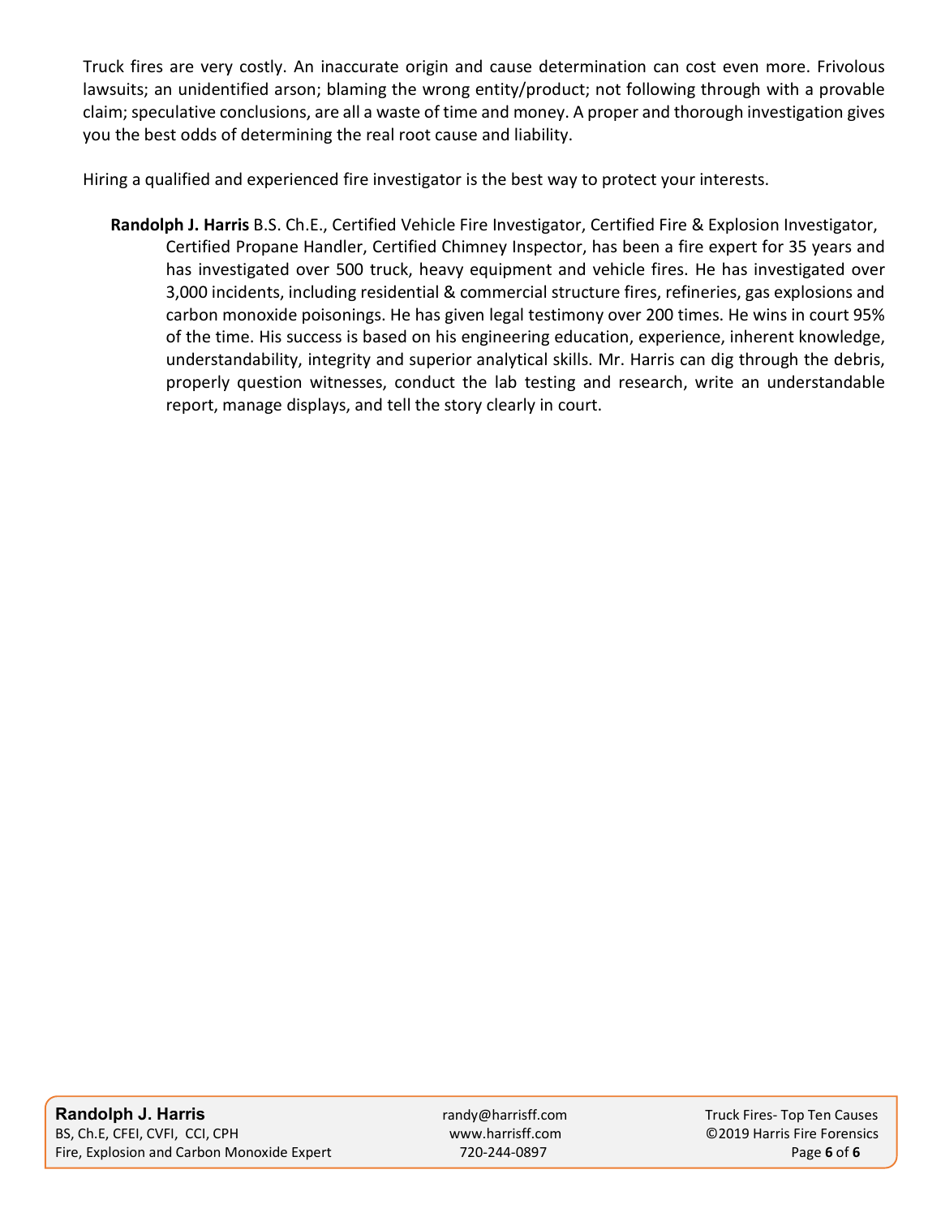Truck fires are very costly. An inaccurate origin and cause determination can cost even more. Frivolous lawsuits; an unidentified arson; blaming the wrong entity/product; not following through with a provable claim; speculative conclusions, are all a waste of time and money. A proper and thorough investigation gives you the best odds of determining the real root cause and liability.

Hiring a qualified and experienced fire investigator is the best way to protect your interests.

**Randolph J. Harris** B.S. Ch.E., Certified Vehicle Fire Investigator, Certified Fire & Explosion Investigator, Certified Propane Handler, Certified Chimney Inspector, has been a fire expert for 35 years and has investigated over 500 truck, heavy equipment and vehicle fires. He has investigated over 3,000 incidents, including residential & commercial structure fires, refineries, gas explosions and carbon monoxide poisonings. He has given legal testimony over 200 times. He wins in court 95% of the time. His success is based on his engineering education, experience, inherent knowledge, understandability, integrity and superior analytical skills. Mr. Harris can dig through the debris, properly question witnesses, conduct the lab testing and research, write an understandable report, manage displays, and tell the story clearly in court.